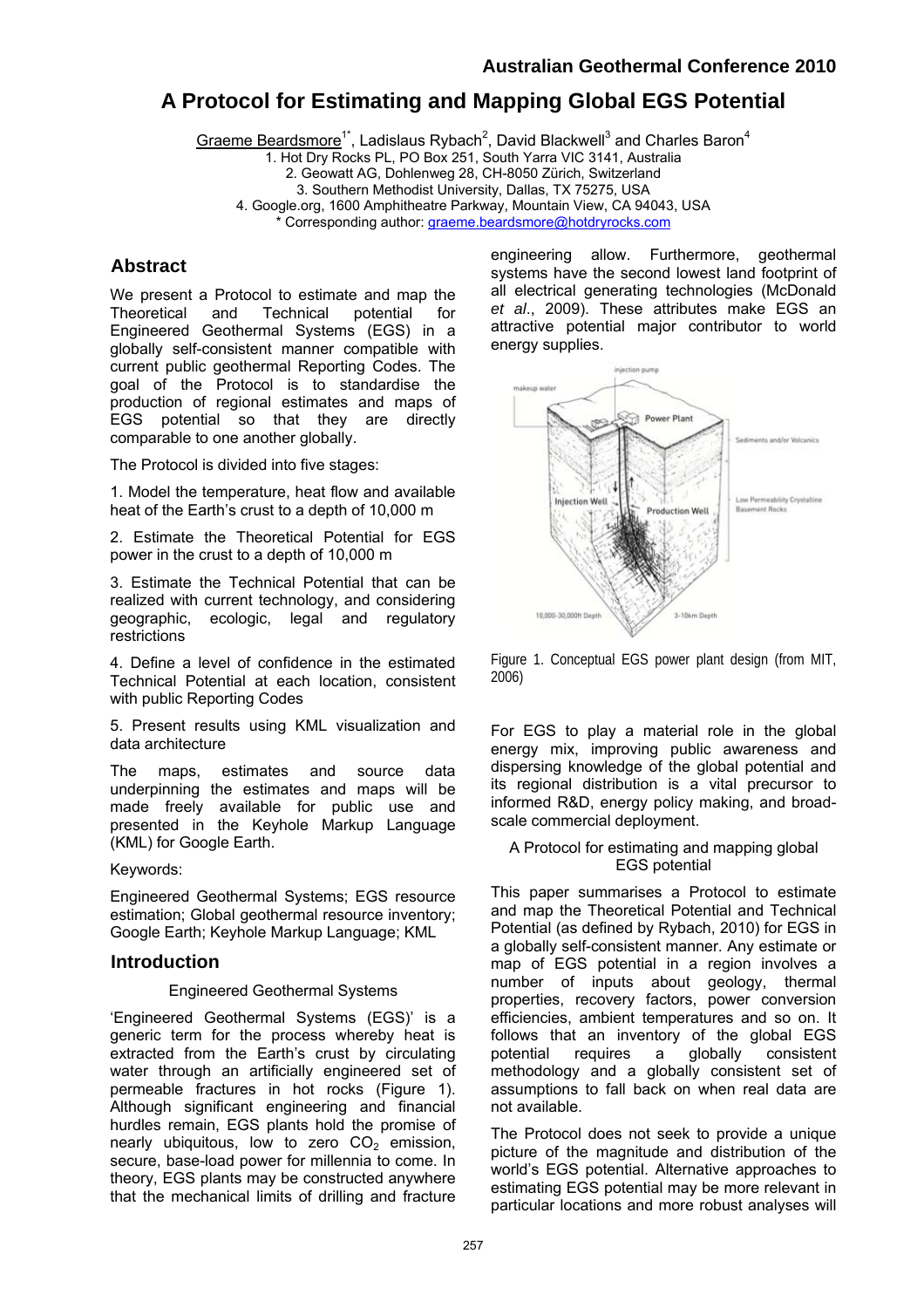# A Protocol for Estimating and Mapping Global EGS Potential

Graeme Beardsmore[1*], Ladislaus Rybach[2], David Blackwell[3] and Charles Baron[4]

1. Hot Dry Rocks PL, PO Box 251, South Yarra VIC 3141, Australia
2. Geowatt AG, Dohlenweg 28, CH-8050 Zürich, Switzerland
3. Southern Methodist University, Dallas, TX 75275, USA
4. Google.org, 1600 Amphitheatre Parkway, Mountain View, CA 94043, USA

* Corresponding author: graeme.beardsmore@hotdryrocks.com

## Abstract

We present a Protocol to estimate and map the Theoretical and Technical potential for Engineered Geothermal Systems (EGS) in a globally self-consistent manner compatible with current public geothermal Reporting Codes. The goal of the Protocol is to standardise the production of regional estimates and maps of EGS potential so that they are directly comparable to one another globally.

The Protocol is divided into five stages:

1. Model the temperature, heat flow and available heat of the Earth's crust to a depth of 10,000 m

2. Estimate the Theoretical Potential for EGS power in the crust to a depth of 10,000 m

3. Estimate the Technical Potential that can be realized with current technology, and considering geographic, ecologic, legal and regulatory restrictions

4. Define a level of confidence in the estimated Technical Potential at each location, consistent with public Reporting Codes

5. Present results using KML visualization and data architecture

The maps, estimates and source data underpinning the estimates and maps will be made freely available for public use and presented in the Keyhole Markup Language (KML) for Google Earth.

Keywords:

Engineered Geothermal Systems; EGS resource estimation; Global geothermal resource inventory; Google Earth; Keyhole Markup Language; KML

## Introduction

### Engineered Geothermal Systems

'Engineered Geothermal Systems (EGS)' is a generic term for the process whereby heat is extracted from the Earth's crust by circulating water through an artificially engineered set of permeable fractures in hot rocks (Figure 1). Although significant engineering and financial hurdles remain, EGS plants hold the promise of nearly ubiquitous, low to zero $CO_2$ emission, secure, base-load power for millennia to come. In theory, EGS plants may be constructed anywhere that the mechanical limits of drilling and fracture engineering allow. Furthermore, geothermal systems have the second lowest land footprint of all electrical generating technologies (McDonald *et al*., 2009). These attributes make EGS an attractive potential major contributor to world energy supplies.

Figure 1. Conceptual EGS power plant design (from MIT, 2006)

For EGS to play a material role in the global energy mix, improving public awareness and dispersing knowledge of the global potential and its regional distribution is a vital precursor to informed R&D, energy policy making, and broad-scale commercial deployment.

### A Protocol for estimating and mapping global EGS potential

This paper summarises a Protocol to estimate and map the Theoretical and Technical Potential (as defined by Rybach, 2010) for EGS in a globally self-consistent manner. Any estimate or map of EGS potential in a region involves a number of inputs about geology, thermal properties, recovery factors, power conversion efficiencies, ambient temperatures and so on. It follows that an inventory of the global EGS potential requires a globally consistent methodology and a globally consistent set of assumptions to fall back on when real data are not available.

The Protocol does not seek to provide a unique picture of the magnitude and distribution of the world's EGS potential. Alternative approaches to estimating EGS potential may be more relevant in particular locations and more robust analyses will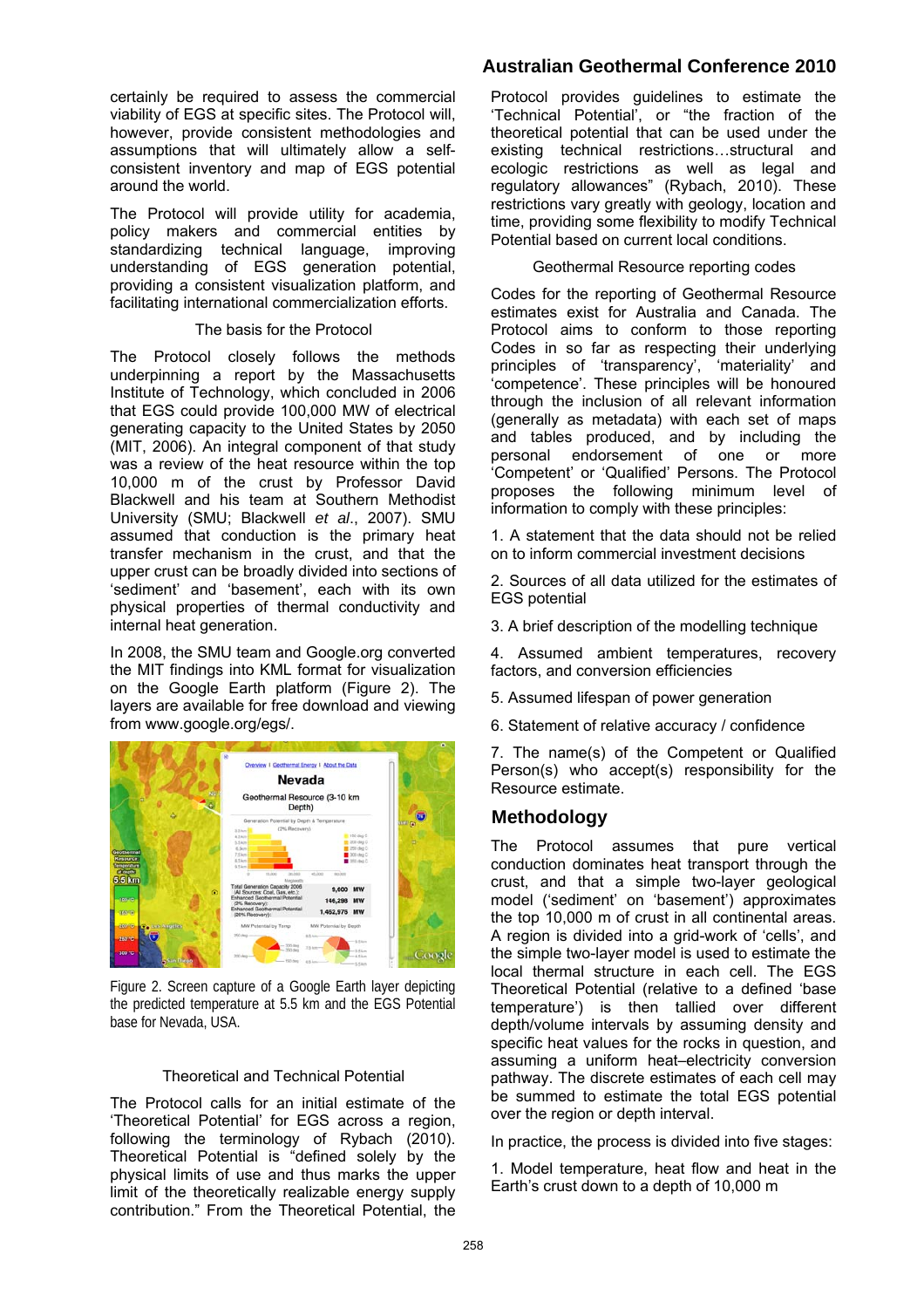certainly be required to assess the commercial viability of EGS at specific sites. The Protocol will, however, provide consistent methodologies and assumptions that will ultimately allow a self-consistent inventory and map of EGS potential around the world.

The Protocol will provide utility for academia, policy makers and commercial entities by standardizing technical language, improving understanding of EGS generation potential, providing a consistent visualization platform, and facilitating international commercialization efforts.

### The basis for the Protocol

The Protocol closely follows the methods underpinning a report by the Massachusetts Institute of Technology, which concluded in 2006 that EGS could provide 100,000 MW of electrical generating capacity to the United States by 2050 (MIT, 2006). An integral component of that study was a review of the heat resource within the top 10,000 m of the crust by Professor David Blackwell and his team at Southern Methodist University (SMU; Blackwell *et al*., 2007). SMU assumed that conduction is the primary heat transfer mechanism in the crust, and that the upper crust can be broadly divided into sections of 'sediment' and 'basement', each with its own physical properties of thermal conductivity and internal heat generation.

In 2008, the SMU team and Google.org converted the MIT findings into KML format for visualization on the Google Earth platform (Figure 2). The layers are available for free download and viewing from www.google.org/egs/.

Figure 2. Screen capture of a Google Earth layer depicting the predicted temperature at 5.5 km and the EGS Potential base for Nevada, USA.

### Theoretical and Technical Potential

The Protocol calls for an initial estimate of the 'Theoretical Potential' for EGS across a region, following the terminology of Rybach (2010). Theoretical Potential is "defined solely by the physical limits of use and thus marks the upper limit of the theoretically realizable energy supply contribution." From the Theoretical Potential, the Protocol provides guidelines to estimate the 'Technical Potential', or "the fraction of the theoretical potential that can be used under the existing technical restrictions…structural and ecologic restrictions as well as legal and regulatory allowances" (Rybach, 2010). These restrictions vary greatly with geology, location and time, providing some flexibility to modify Technical Potential based on current local conditions.

### Geothermal Resource reporting codes

Codes for the reporting of Geothermal Resource estimates exist for Australia and Canada. The Protocol aims to conform to those reporting Codes in so far as respecting their underlying principles of 'transparency', 'materiality' and 'competence'. These principles will be honoured through the inclusion of all relevant information (generally as metadata) with each set of maps and tables produced, and by including the personal endorsement of one or more 'Competent' or 'Qualified' Persons. The Protocol proposes the following minimum level of information to comply with these principles:

1. A statement that the data should not be relied on to inform commercial investment decisions

2. Sources of all data utilized for the estimates of EGS potential

3. A brief description of the modelling technique

4. Assumed ambient temperatures, recovery factors, and conversion efficiencies

5. Assumed lifespan of power generation

6. Statement of relative accuracy / confidence

7. The name(s) of the Competent or Qualified Person(s) who accept(s) responsibility for the Resource estimate.

## Methodology

The Protocol assumes that pure vertical conduction dominates heat transport through the crust, and that a simple two-layer geological model ('sediment' on 'basement') approximates the top 10,000 m of crust in all continental areas. A region is divided into a grid-work of 'cells', and the simple two-layer model is used to estimate the local thermal structure in each cell. The EGS Theoretical Potential (relative to a defined 'base temperature') is then tallied over different depth/volume intervals by assuming density and specific heat values for the rocks in question, and assuming a uniform heat–electricity conversion pathway. The discrete estimates of each cell may be summed to estimate the total EGS potential over the region or depth interval.

In practice, the process is divided into five stages:

1. Model temperature, heat flow and heat in the Earth's crust down to a depth of 10,000 m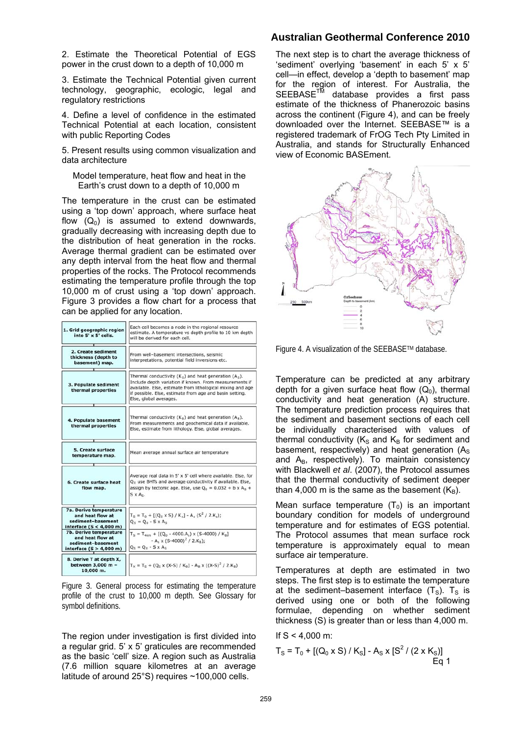2. Estimate the Theoretical Potential of EGS power in the crust down to a depth of 10,000 m

3. Estimate the Technical Potential given current technology, geographic, ecologic, legal and regulatory restrictions

4. Define a level of confidence in the estimated Technical Potential at each location, consistent with public Reporting Codes

5. Present results using common visualization and data architecture

### Model temperature, heat flow and heat in the Earth's crust down to a depth of 10,000 m

The temperature in the crust can be estimated using a 'top down' approach, where surface heat flow ($Q_0$) is assumed to extend downwards, gradually decreasing with increasing depth due to the distribution of heat generation in the rocks. Average thermal gradient can be estimated over any depth interval from the heat flow and thermal properties of the rocks. The Protocol recommends estimating the temperature profile through the top 10,000 m of crust using a 'top down' approach. Figure 3 provides a flow chart for a process that can be applied for any location.

| Step | Description |
|---|---|
| **1. Grid geographic region into 5' x 5' cells.** | Each cell becomes a node in the regional resource estimate. A temperature vs depth profile to 10 km depth will be derived for each cell. |
| **2. Create sediment thickness (depth to basement) map.** | From well–basement intersections, seismic interpretations, potential field inversions etc. |
| **3. Populate sediment thermal properties** | Thermal conductivity ($K_S$) and heat generation ($A_S$). Include depth variation if known. From measurements if available. Else, estimate from lithological mixing and age if possible. Else, estimate from age and basin setting. Else, global averages. |
| **4. Populate basement thermal properties** | Thermal conductivity ($K_B$) and heat generation ($A_B$). From measurements and geochemical data if available. Else, estimate from lithology. Else, global averages. |
| **5. Create surface temperature map.** | Mean average annual surface air temperature |
| **6. Create surface heat flow map.** | Average real data in 5' x 5' cell where available. Else, for $Q_0$ use BHTs and average conductivity if available. Else, assign by tectonic age. Else, use $Q_0 = 0.032 + b \times A_B + S \times A_S$. |
| **7a. Derive temperature and heat flow at sediment–basement interface (S < 4,000 m)** | $T_S = T_0 + [(Q_0 \times S) / K_S] - A_S (S^2 / 2.K_S)$; $Q_S = Q_0 - S \times A_S$ |
| **7b. Derive temperature and heat flow at sediment–basement interface (S > 4,000 m)** | $T_S = T_{4km} + [(Q_0 - 4000.A_S) \times (S-4000) / K_B] - A_S \times (S-4000)^2 / 2.K_B$; $Q_S = Q_0 - S \times A_S$ |
| **8. Derive T at depth X, between 3,000 m – 10,000 m.** | $T_X = T_S + (Q_S \times (X-S) / K_B] - A_B \times [(X-S)^2 / 2.K_B)$ |

Figure 3. General process for estimating the temperature profile of the crust to 10,000 m depth. See Glossary for symbol definitions.

The region under investigation is first divided into a regular grid. 5' x 5' graticules are recommended as the basic 'cell' size. A region such as Australia (7.6 million square kilometres at an average latitude of around 25°S) requires ~100,000 cells.

The next step is to chart the average thickness of 'sediment' overlying 'basement' in each 5' x 5' cell—in effect, develop a 'depth to basement' map for the region of interest. For Australia, the SEEBASE™ database provides a first pass estimate of the thickness of Phanerozoic basins across the continent (Figure 4), and can be freely downloaded over the Internet. SEEBASE™ is a registered trademark of FrOG Tech Pty Limited in Australia, and stands for Structurally Enhanced view of Economic BASEment.

Figure 4. A visualization of the SEEBASE™ database.

Temperature can be predicted at any arbitrary depth for a given surface heat flow ($Q_0$), thermal conductivity and heat generation (A) structure. The temperature prediction process requires that the sediment and basement sections of each cell be individually characterised with values of thermal conductivity ($K_S$ and $K_B$ for sediment and basement, respectively) and heat generation ($A_S$ and $A_B$, respectively). To maintain consistency with Blackwell *et al*. (2007), the Protocol assumes that the thermal conductivity of sediment deeper than 4,000 m is the same as the basement ($K_B$).

Mean surface temperature ($T_0$) is an important boundary condition for models of underground temperature and for estimates of EGS potential. The Protocol assumes that mean surface rock temperature is approximately equal to mean surface air temperature.

Temperatures at depth are estimated in two steps. The first step is to estimate the temperature at the sediment–basement interface ($T_S$). $T_S$ is derived using one or both of the following formulae, depending on whether sediment thickness (S) is greater than or less than 4,000 m.

If S < 4,000 m:

$$T_S = T_0 + [(Q_0 \times S) / K_S] - A_S \times [S^2 / (2 \times K_S)] \quad \text{Eq 1}$$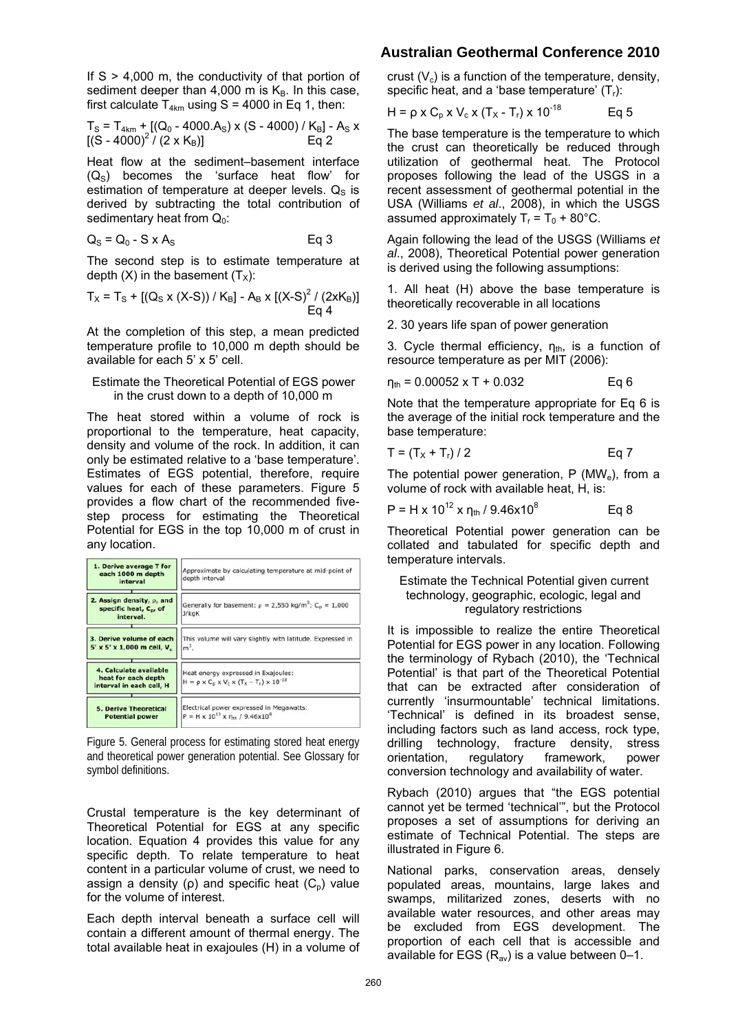If S > 4,000 m, the conductivity of that portion of sediment deeper than 4,000 m is $K_B$. In this case, first calculate $T_{4km}$ using S = 4000 in Eq 1, then:

$$T_S = T_{4km} + [(Q_0 - 4000.A_S) \times (S - 4000) / K_B] - A_S \times [(S - 4000)^2 / (2 \times K_B)] \quad \text{Eq 2}$$

Heat flow at the sediment–basement interface ($Q_S$) becomes the 'surface heat flow' for estimation of temperature at deeper levels. $Q_S$ is derived by subtracting the total contribution of sedimentary heat from $Q_0$:

$$Q_S = Q_0 - S \times A_S \quad \text{Eq 3}$$

The second step is to estimate temperature at depth (X) in the basement ($T_X$):

$$T_X = T_S + [(Q_S \times (X-S)) / K_B] - A_B \times [(X-S)^2 / (2xK_B)] \quad \text{Eq 4}$$

At the completion of this step, a mean predicted temperature profile to 10,000 m depth should be available for each 5' x 5' cell.

### Estimate the Theoretical Potential of EGS power in the crust down to a depth of 10,000 m

The heat stored within a volume of rock is proportional to the temperature, heat capacity, density and volume of the rock. In addition, it can only be estimated relative to a 'base temperature'. Estimates of EGS potential, therefore, require values for each of these parameters. Figure 5 provides a flow chart of the recommended five-step process for estimating the Theoretical Potential for EGS in the top 10,000 m of crust in any location.

| Step | Description |
|---|---|
| **1. Derive average T for each 1000 m depth interval** | Approximate by calculating temperature at mid-point of depth interval |
| **2. Assign density, $\rho$, and specific heat, $C_p$, of interval.** | Generally for basement: $\rho$ = 2,550 kg/m$^3$; $C_p$ = 1,000 J/kgK |
| **3. Derive volume of each 5' x 5' x 1,000 m cell, $V_c$** | This volume will vary slightly with latitude. Expressed in m$^3$. |
| **4. Calculate available heat for each depth interval in each cell, H** | Heat energy expressed in Exajoules: $H = \rho \times C_p \times V_c \times (T_X - T_r) \times 10^{-18}$ |
| **5. Derive Theoretical Potential power** | Electrical power expressed in Megawatts: $P = H \times 10^{12} \times \eta_{th} / 9.46 \times 10^{8}$ |

Figure 5. General process for estimating stored heat energy and theoretical power generation potential. See Glossary for symbol definitions.

Crustal temperature is the key determinant of Theoretical Potential for EGS at any specific location. Equation 4 provides this value for any specific depth. To relate temperature to heat content in a particular volume of crust, we need to assign a density ($\rho$) and specific heat ($C_p$) value for the volume of interest.

Each depth interval beneath a surface cell will contain a different amount of thermal energy. The total available heat in exajoules (H) in a volume of crust ($V_c$) is a function of the temperature, density, specific heat, and a 'base temperature' ($T_r$):

$$H = \rho \times C_p \times V_c \times (T_X - T_r) \times 10^{-18} \quad \text{Eq 5}$$

The base temperature is the temperature to which the crust can theoretically be reduced through utilization of geothermal heat. The Protocol proposes following the lead of the USGS in a recent assessment of geothermal potential in the USA (Williams *et al*., 2008), in which the USGS assumed approximately $T_r = T_0 + 80°C$.

Again following the lead of the USGS (Williams *et al*., 2008), Theoretical Potential power generation is derived using the following assumptions:

1. All heat (H) above the base temperature is theoretically recoverable in all locations
2. 30 years life span of power generation
3. Cycle thermal efficiency, $\eta_{th}$, is a function of resource temperature as per MIT (2006):

$$\eta_{th} = 0.00052 \times T + 0.032 \quad \text{Eq 6}$$

Note that the temperature appropriate for Eq 6 is the average of the initial rock temperature and the base temperature:

$$T = (T_X + T_r) / 2 \quad \text{Eq 7}$$

The potential power generation, P ($MW_e$), from a volume of rock with available heat, H, is:

$$P = H \times 10^{12} \times \eta_{th} / 9.46 \times 10^{8} \quad \text{Eq 8}$$

Theoretical Potential power generation can be collated and tabulated for specific depth and temperature intervals.

### Estimate the Technical Potential given current technology, geographic, ecologic, legal and regulatory restrictions

It is impossible to realize the entire Theoretical Potential for EGS power in any location. Following the terminology of Rybach (2010), the 'Technical Potential' is that part of the Theoretical Potential that can be extracted after consideration of currently 'insurmountable' technical limitations. 'Technical' is defined in its broadest sense, including factors such as land access, rock type, drilling technology, fracture density, stress orientation, regulatory framework, power conversion technology and availability of water.

Rybach (2010) argues that "the EGS potential cannot yet be termed 'technical'", but the Protocol proposes a set of assumptions for deriving an estimate of Technical Potential. The steps are illustrated in Figure 6.

National parks, conservation areas, densely populated areas, mountains, large lakes and swamps, militarized zones, deserts with no available water resources, and other areas may be excluded from EGS development. The proportion of each cell that is accessible and available for EGS ($R_{av}$) is a value between 0–1.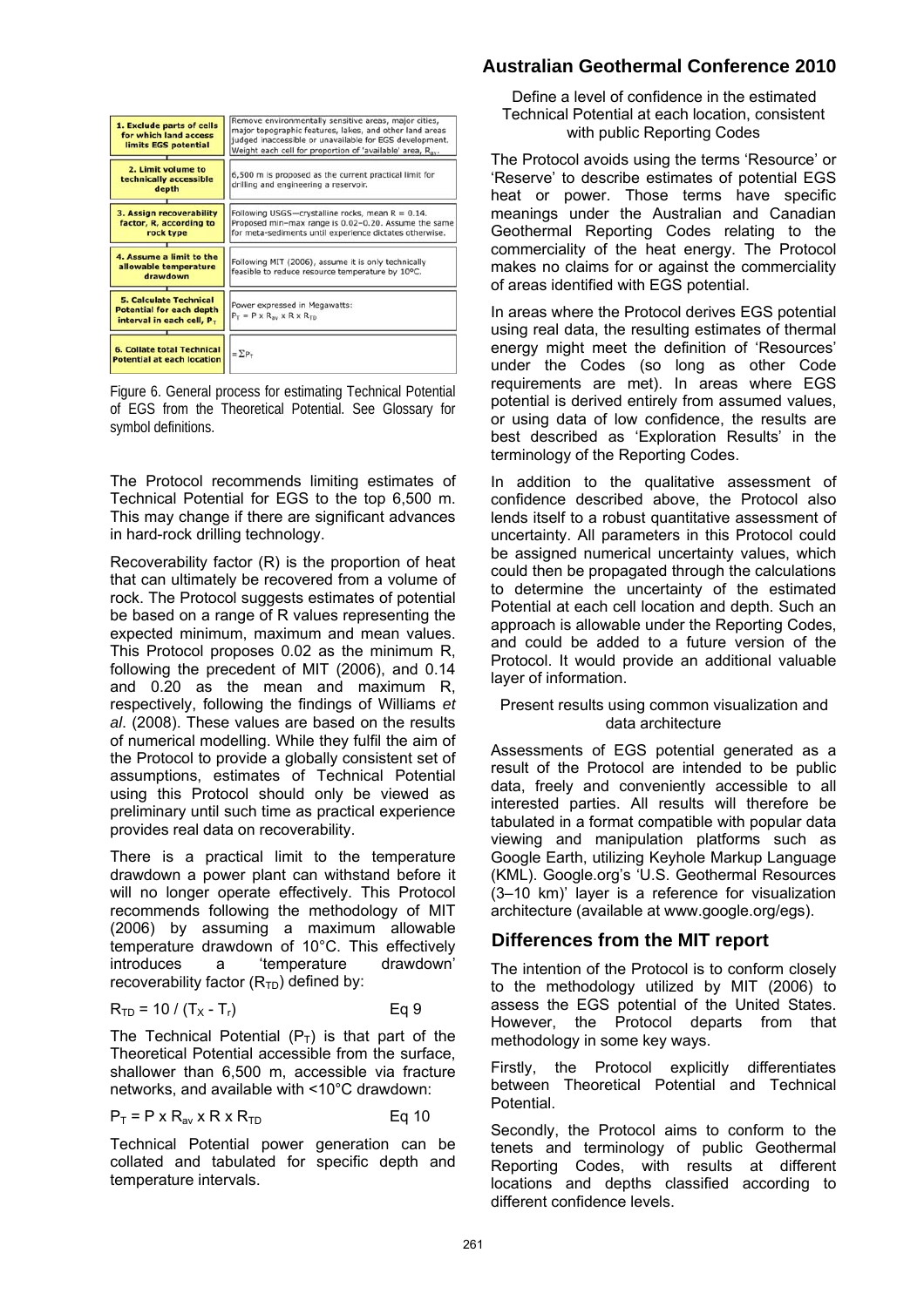| | |
|---|---|
| **1. Exclude parts of cells for which land access limits EGS potential** | Remove environmentally sensitive areas, major cities, major topographic features, lakes, and other land areas judged inaccessible or unavailable for EGS development. Weight each cell for proportion of 'available' area, $R_{av}$. |
| **2. Limit volume to technically accessible depth** | 6,500 m is proposed as the current practical limit for drilling and engineering a reservoir. |
| **3. Assign recoverability factor, R, according to rock type** | Following USGS—crystalline rocks, mean R = 0.14. Proposed min–max range is 0.02–0.20. Assume the same for meta-sediments until experience dictates otherwise. |
| **4. Assume a limit to the allowable temperature drawdown** | Following MIT (2006), assume it is only technically feasible to reduce resource temperature by 10ºC. |
| **5. Calculate Technical Potential for each depth interval in each cell, $P_T$** | Power expressed in Megawatts: $P_T = P \times R_{av} \times R \times R_{TD}$ |
| **6. Collate total Technical Potential at each location** | $= \Sigma P_T$ |

Figure 6. General process for estimating Technical Potential of EGS from the Theoretical Potential. See Glossary for symbol definitions.

The Protocol recommends limiting estimates of Technical Potential for EGS to the top 6,500 m. This may change if there are significant advances in hard-rock drilling technology.

Recoverability factor (R) is the proportion of heat that can ultimately be recovered from a volume of rock. The Protocol suggests estimates of potential be based on a range of R values representing the expected minimum, maximum and mean values. This Protocol proposes 0.02 as the minimum R, following the precedent of MIT (2006), and 0.14 and 0.20 as the mean and maximum R, respectively, following the findings of Williams *et al*. (2008). These values are based on the results of numerical modelling. While they fulfil the aim of the Protocol to provide a globally consistent set of assumptions, estimates of Technical Potential using this Protocol should only be viewed as preliminary until such time as practical experience provides real data on recoverability.

There is a practical limit to the temperature drawdown a power plant can withstand before it will no longer operate effectively. This Protocol recommends following the methodology of MIT (2006) by assuming a maximum allowable temperature drawdown of 10°C. This effectively introduces a 'temperature drawdown' recoverability factor ($R_{TD}$) defined by:

$$R_{TD} = 10 / (T_X - T_r) \qquad \text{Eq 9}$$

The Technical Potential ($P_T$) is that part of the Theoretical Potential accessible from the surface, shallower than 6,500 m, accessible via fracture networks, and available with <10°C drawdown:

$$P_T = P \times R_{av} \times R \times R_{TD} \qquad \text{Eq 10}$$

Technical Potential power generation can be collated and tabulated for specific depth and temperature intervals.

Define a level of confidence in the estimated Technical Potential at each location, consistent with public Reporting Codes

The Protocol avoids using the terms 'Resource' or 'Reserve' to describe estimates of potential EGS heat or power. Those terms have specific meanings under the Australian and Canadian Geothermal Reporting Codes relating to the commerciality of the heat energy. The Protocol makes no claims for or against the commerciality of areas identified with EGS potential.

In areas where the Protocol derives EGS potential using real data, the resulting estimates of thermal energy might meet the definition of 'Resources' under the Codes (so long as other Code requirements are met). In areas where EGS potential is derived entirely from assumed values, or using data of low confidence, the results are best described as 'Exploration Results' in the terminology of the Reporting Codes.

In addition to the qualitative assessment of confidence described above, the Protocol also lends itself to a robust quantitative assessment of uncertainty. All parameters in this Protocol could be assigned numerical uncertainty values, which could then be propagated through the calculations to determine the uncertainty of the estimated Potential at each cell location and depth. Such an approach is allowable under the Reporting Codes, and could be added to a future version of the Protocol. It would provide an additional valuable layer of information.

Present results using common visualization and data architecture

Assessments of EGS potential generated as a result of the Protocol are intended to be public data, freely and conveniently accessible to all interested parties. All results will therefore be tabulated in a format compatible with popular data viewing and manipulation platforms such as Google Earth, utilizing Keyhole Markup Language (KML). Google.org's 'U.S. Geothermal Resources (3–10 km)' layer is a reference for visualization architecture (available at www.google.org/egs).

## Differences from the MIT report

The intention of the Protocol is to conform closely to the methodology utilized by MIT (2006) to assess the EGS potential of the United States. However, the Protocol departs from that methodology in some key ways.

Firstly, the Protocol explicitly differentiates between Theoretical Potential and Technical Potential.

Secondly, the Protocol aims to conform to the tenets and terminology of public Geothermal Reporting Codes, with results at different locations and depths classified according to different confidence levels.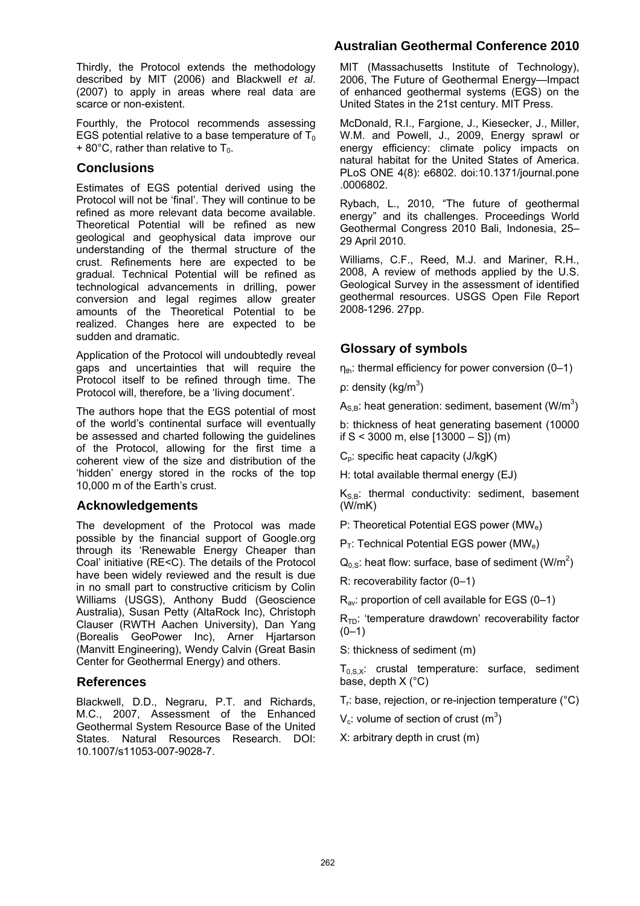Thirdly, the Protocol extends the methodology described by MIT (2006) and Blackwell *et al*. (2007) to apply in areas where real data are scarce or non-existent.

Fourthly, the Protocol recommends assessing EGS potential relative to a base temperature of $T_0$ + 80°C, rather than relative to $T_0$.

## Conclusions

Estimates of EGS potential derived using the Protocol will not be 'final'. They will continue to be refined as more relevant data become available. Theoretical Potential will be refined as new geological and geophysical data improve our understanding of the thermal structure of the crust. Refinements here are expected to be gradual. Technical Potential will be refined as technological advancements in drilling, power conversion and legal regimes allow greater amounts of the Theoretical Potential to be realized. Changes here are expected to be sudden and dramatic.

Application of the Protocol will undoubtedly reveal gaps and uncertainties that will require the Protocol itself to be refined through time. The Protocol will, therefore, be a 'living document'.

The authors hope that the EGS potential of most of the world's continental surface will eventually be assessed and charted following the guidelines of the Protocol, allowing for the first time a coherent view of the size and distribution of the 'hidden' energy stored in the rocks of the top 10,000 m of the Earth's crust.

## Acknowledgements

The development of the Protocol was made possible by the financial support of Google.org through its 'Renewable Energy Cheaper than Coal' initiative (RE<C). The details of the Protocol have been widely reviewed and the result is due in no small part to constructive criticism by Colin Williams (USGS), Anthony Budd (Geoscience Australia), Susan Petty (AltaRock Inc), Christoph Clauser (RWTH Aachen University), Dan Yang (Borealis GeoPower Inc), Arner Hjartarson (Manvitt Engineering), Wendy Calvin (Great Basin Center for Geothermal Energy) and others.

## References

Blackwell, D.D., Negraru, P.T. and Richards, M.C., 2007, Assessment of the Enhanced Geothermal System Resource Base of the United States. Natural Resources Research. DOI: 10.1007/s11053-007-9028-7.

MIT (Massachusetts Institute of Technology), 2006, The Future of Geothermal Energy—Impact of enhanced geothermal systems (EGS) on the United States in the 21st century. MIT Press.

McDonald, R.I., Fargione, J., Kiesecker, J., Miller, W.M. and Powell, J., 2009, Energy sprawl or energy efficiency: climate policy impacts on natural habitat for the United States of America. PLoS ONE 4(8): e6802. doi:10.1371/journal.pone.0006802.

Rybach, L., 2010, "The future of geothermal energy" and its challenges. Proceedings World Geothermal Congress 2010 Bali, Indonesia, 25–29 April 2010.

Williams, C.F., Reed, M.J. and Mariner, R.H., 2008, A review of methods applied by the U.S. Geological Survey in the assessment of identified geothermal resources. USGS Open File Report 2008-1296. 27pp.

## Glossary of symbols

$\eta_{th}$: thermal efficiency for power conversion (0–1)

$\rho$: density (kg/m$^3$)

$A_{S,B}$: heat generation: sediment, basement (W/m$^3$)

b: thickness of heat generating basement (10000 if S < 3000 m, else [13000 – S]) (m)

$C_p$: specific heat capacity (J/kgK)

H: total available thermal energy (EJ)

$K_{S,B}$: thermal conductivity: sediment, basement (W/mK)

P: Theoretical Potential EGS power (MW$_e$)

$P_T$: Technical Potential EGS power (MW$_e$)

$Q_{0,S}$: heat flow: surface, base of sediment (W/m$^2$)

R: recoverability factor (0–1)

$R_{av}$: proportion of cell available for EGS (0–1)

$R_{TD}$: 'temperature drawdown' recoverability factor (0–1)

S: thickness of sediment (m)

$T_{0,S,X}$: crustal temperature: surface, sediment base, depth X (°C)

$T_r$: base, rejection, or re-injection temperature (°C)

$V_c$: volume of section of crust (m$^3$)

X: arbitrary depth in crust (m)